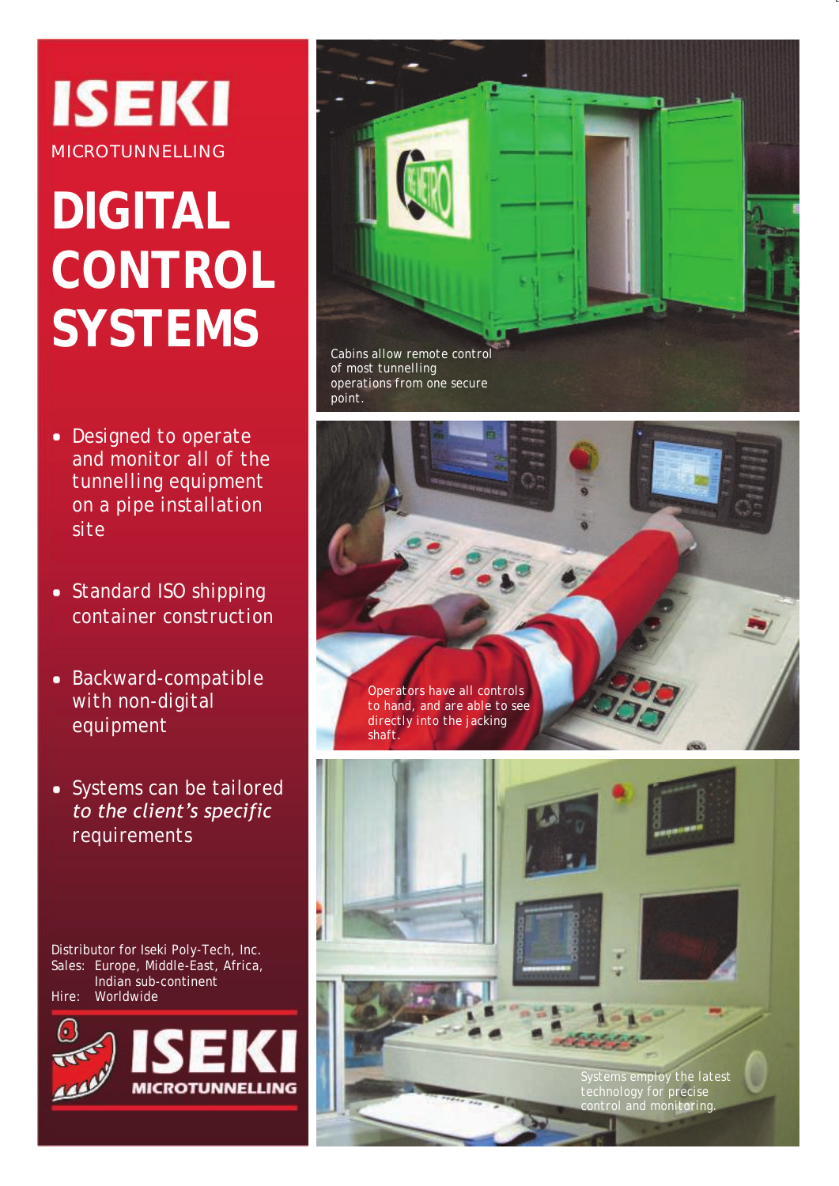# ISEKI

MICROTUNNELLING

# DIGITAL CONTROL SYSTEMS

- Designed to operate and monitor all of the tunnelling equipment on a pipe installation site
- Standard ISO shipping container construction
- Backward-compatible with non-digital equipment
- Systems can be tailored *to the client's specific* requirements

Distributor for Iseki Poly-Tech, Inc.
Sales: Europe, Middle-East, Africa, Indian sub-continent
Hire: Worldwide

ISEKI MICROTUNNELLING

Cabins allow remote control of most tunnelling operations from one secure point.

Operators have all controls to hand, and are able to see directly into the jacking shaft.

Systems employ the latest technology for precise control and monitoring.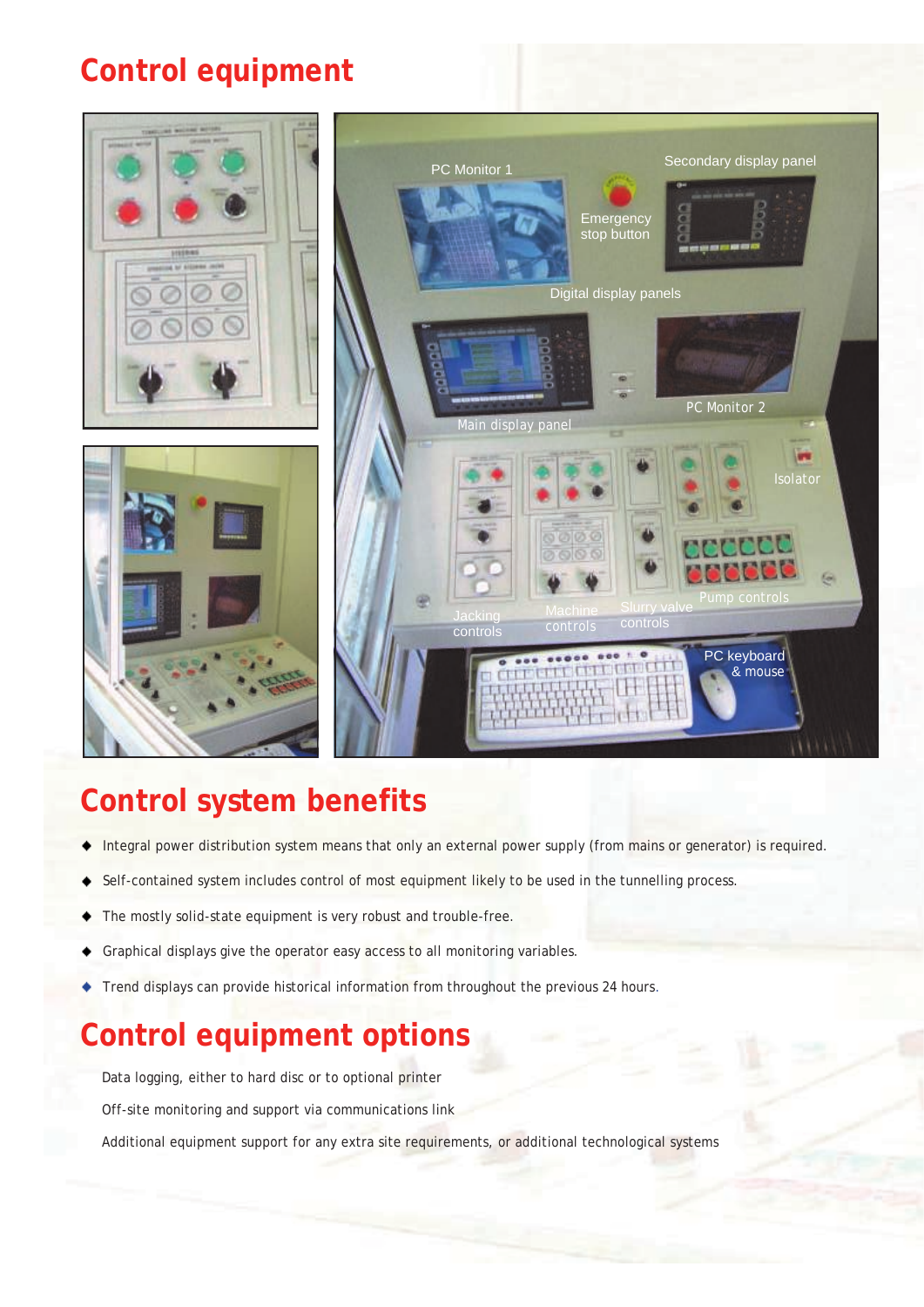# Control equipment

## Control system benefits

- Integral power distribution system means that only an external power supply (from mains or generator) is required.
- Self-contained system includes control of most equipment likely to be used in the tunnelling process.
- The mostly solid-state equipment is very robust and trouble-free.
- Graphical displays give the operator easy access to all monitoring variables.
- Trend displays can provide historical information from throughout the previous 24 hours.

## Control equipment options

Data logging, either to hard disc or to optional printer

Off-site monitoring and support via communications link

Additional equipment support for any extra site requirements, or additional technological systems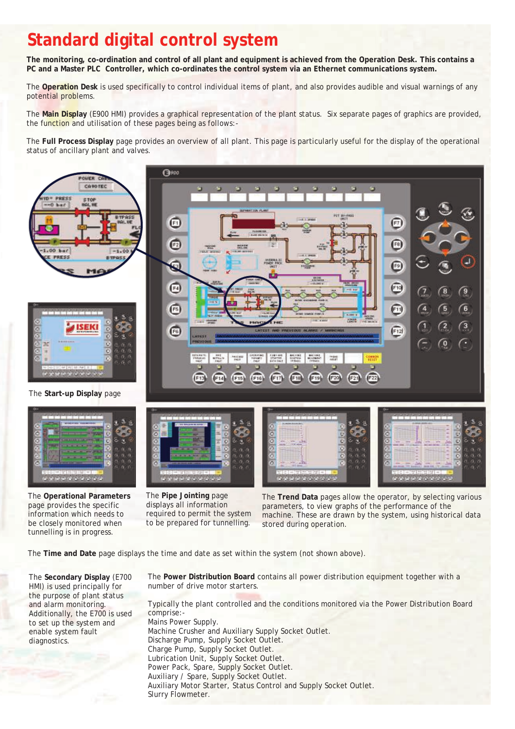# Standard digital control system

**The monitoring, co-ordination and control of all plant and equipment is achieved from the Operation Desk. This contains a PC and a Master PLC Controller, which co-ordinates the control system via an Ethernet communications system.**

The **Operation Desk** is used specifically to control individual items of plant, and also provides audible and visual warnings of any potential problems.

The **Main Display** (E900 HMI) provides a graphical representation of the plant status. Six separate pages of graphics are provided, the function and utilisation of these pages being as follows:-

The **Full Process Display** page provides an overview of all plant. This page is particularly useful for the display of the operational status of ancillary plant and valves.

The **Start-up Display** page

The **Operational Parameters** page provides the specific information which needs to be closely monitored when tunnelling is in progress.

The **Pipe Jointing** page displays all information required to permit the system to be prepared for tunnelling.

The **Trend Data** pages allow the operator, by selecting various parameters, to view graphs of the performance of the machine. These are drawn by the system, using historical data stored during operation.

The **Time and Date** page displays the time and date as set within the system (not shown above).

The **Secondary Display** (E700 HMI) is used principally for the purpose of plant status and alarm monitoring. Additionally, the E700 is used to set up the system and enable system fault diagnostics.

The **Power Distribution Board** contains all power distribution equipment together with a number of drive motor starters.

Typically the plant controlled and the conditions monitored via the Power Distribution Board comprise:-

Mains Power Supply.
Machine Crusher and Auxiliary Supply Socket Outlet.
Discharge Pump, Supply Socket Outlet.
Charge Pump, Supply Socket Outlet.
Lubrication Unit, Supply Socket Outlet.
Power Pack, Spare, Supply Socket Outlet.
Auxiliary / Spare, Supply Socket Outlet.
Auxiliary Motor Starter, Status Control and Supply Socket Outlet.
Slurry Flowmeter.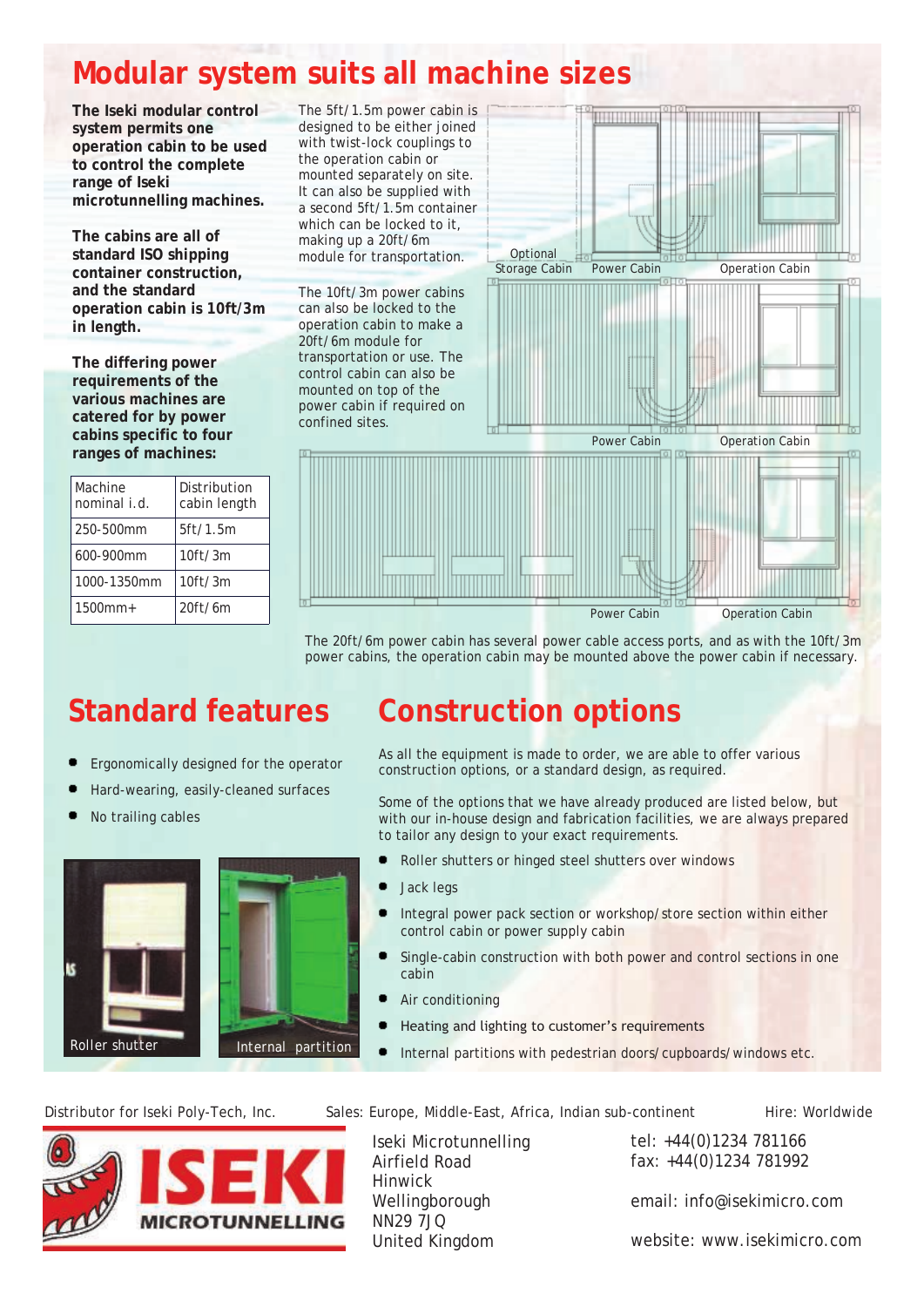# Modular system suits all machine sizes

**The Iseki modular control system permits one operation cabin to be used to control the complete range of Iseki microtunnelling machines.**

**The cabins are all of standard ISO shipping container construction, and the standard operation cabin is 10ft/3m in length.**

**The differing power requirements of the various machines are catered for by power cabins specific to four ranges of machines:**

| Machine nominal i.d. | Distribution cabin length |
|---|---|
| 250-500mm | 5ft/1.5m |
| 600-900mm | 10ft/3m |
| 1000-1350mm | 10ft/3m |
| 1500mm+ | 20ft/6m |

The 5ft/1.5m power cabin is designed to be either joined with twist-lock couplings to the operation cabin or mounted separately on site. It can also be supplied with a second 5ft/1.5m container which can be locked to it, making up a 20ft/6m module for transportation.

Optional Storage Cabin
Power Cabin
Operation Cabin

The 10ft/3m power cabins can also be locked to the operation cabin to make a 20ft/6m module for transportation or use. The control cabin can also be mounted on top of the power cabin if required on confined sites.

Power Cabin
Operation Cabin

Power Cabin
Operation Cabin

The 20ft/6m power cabin has several power cable access ports, and as with the 10ft/3m power cabins, the operation cabin may be mounted above the power cabin if necessary.

## Standard features

- Ergonomically designed for the operator
- Hard-wearing, easily-cleaned surfaces
- No trailing cables

Roller shutter

Internal partition

## Construction options

As all the equipment is made to order, we are able to offer various construction options, or a standard design, as required.

Some of the options that we have already produced are listed below, but with our in-house design and fabrication facilities, we are always prepared to tailor any design to your exact requirements.

- Roller shutters or hinged steel shutters over windows
- Jack legs
- Integral power pack section or workshop/store section within either control cabin or power supply cabin
- Single-cabin construction with both power and control sections in one cabin
- Air conditioning
- Heating and lighting to customer's requirements
- Internal partitions with pedestrian doors/cupboards/windows etc.

Distribution for Iseki Poly-Tech, Inc. | Sales: Europe, Middle-East, Africa, Indian sub-continent | Hire: Worldwide

ISEKI MICROTUNNELLING

Iseki Microtunnelling
Airfield Road
Hinwick
Wellingborough
NN29 7JQ
United Kingdom

tel: +44(0)1234 781166
fax: +44(0)1234 781992

email: info@isekimicro.com

website: www.isekimicro.com